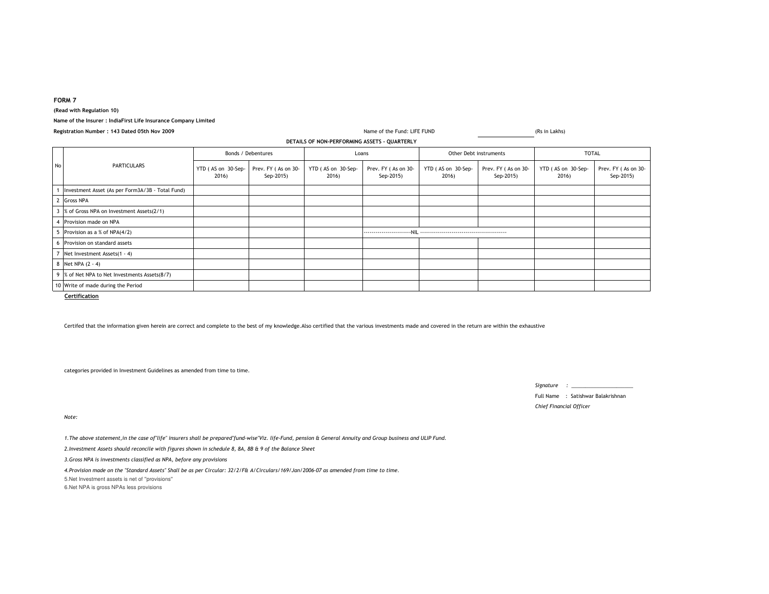**FORM 7**

**(Read with Regulation 10)**

**Name of the Insurer : IndiaFirst Life Insurance Company Limited**

**Registration Number : 143 Dated 05th Nov 2009**

Name of the Fund: LIFE FUND

(Rs in Lakhs)

**DETAILS OF NON-PERFORMING ASSETS - QUARTERLY**

| No | PARTICULARS | Bonds / Debentures | | Loans | | Other Debt instruments | | TOTAL | |
|---|---|---|---|---|---|---|---|---|---|
| | | YTD ( AS on 30-Sep-2016) | Prev. FY ( As on 30-Sep-2015) | YTD ( AS on 30-Sep-2016) | Prev. FY ( As on 30-Sep-2015) | YTD ( AS on 30-Sep-2016) | Prev. FY ( As on 30-Sep-2015) | YTD ( AS on 30-Sep-2016) | Prev. FY ( As on 30-Sep-2015) |
| 1 | Investment Asset (As per Form3A/3B - Total Fund) | | | | | | | | |
| 2 | Gross NPA | | | | | | | | |
| 3 | % of Gross NPA on Investment Assets(2/1) | | | | | | | | |
| 4 | Provision made on NPA | | | | | | | | |
| 5 | Provision as a % of NPA(4/2) | | | | -----------------------NIL | ------------------------------------------ | | | |
| 6 | Provision on standard assets | | | | | | | | |
| 7 | Net Investment Assets(1 - 4) | | | | | | | | |
| 8 | Net NPA (2 - 4) | | | | | | | | |
| 9 | % of Net NPA to Net Investments Assets(8/7) | | | | | | | | |
| 10 | Write of made during the Period | | | | | | | | |

**Certification**

Certifed that the information given herein are correct and complete to the best of my knowledge.Also certified that the various investments made and covered in the return are within the exhaustive

categories provided in Investment Guidelines as amended from time to time.

*Signature* : ______________________

Full Name : Satishwar Balakrishnan

*Chief Financial Officer*

*Note:*

*1.The above statement,in the case of"life" insurers shall be prepared"fund-wise"Viz. life-Fund, pension & General Annuity and Group business and ULIP Fund.*

*2.Investment Assets should reconcile with figures shown in schedule 8, 8A, 8B & 9 of the Balance Sheet*

*3.Gross NPA is investments classified as NPA, before any provisions*

*4.Provision made on the "Standard Assets" Shall be as per Circular: 32/2/F& A/Circulars/169/Jan/2006-07 as amended from time to time.*

5.Net Investment assets is net of "provisions"

6.Net NPA is gross NPAs less provisions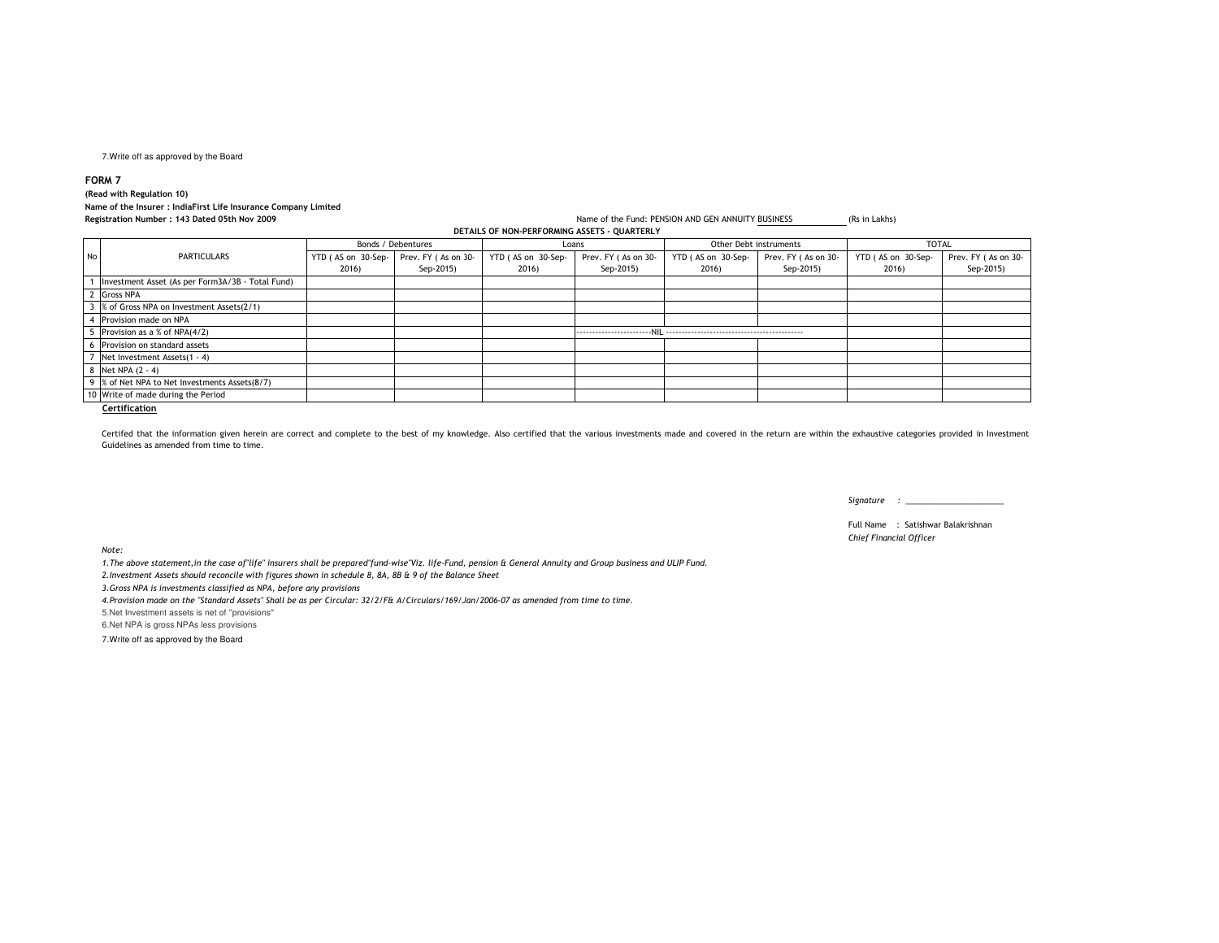7.Write off as approved by the Board

**FORM 7**

**(Read with Regulation 10)**

**Name of the Insurer : IndiaFirst Life Insurance Company Limited**

**Registration Number : 143 Dated 05th Nov 2009**

Name of the Fund: PENSION AND GEN ANNUITY BUSINESS (Rs in Lakhs)

**DETAILS OF NON-PERFORMING ASSETS - QUARTERLY**

| No | PARTICULARS | Bonds / Debentures | | Loans | | Other Debt instruments | | TOTAL | |
|---|---|---|---|---|---|---|---|---|---|
| | | YTD ( AS on 30-Sep-2016) | Prev. FY ( As on 30-Sep-2015) | YTD ( AS on 30-Sep-2016) | Prev. FY ( As on 30-Sep-2015) | YTD ( AS on 30-Sep-2016) | Prev. FY ( As on 30-Sep-2015) | YTD ( AS on 30-Sep-2016) | Prev. FY ( As on 30-Sep-2015) |
| 1 | Investment Asset (As per Form3A/3B - Total Fund) | | | | | | | | |
| 2 | Gross NPA | | | | | | | | |
| 3 | % of Gross NPA on Investment Assets(2/1) | | | | | | | | |
| 4 | Provision made on NPA | | | | | | | | |
| 5 | Provision as a % of NPA(4/2) | | | | ------------------------NIL -------------------------------------------- | | | | |
| 6 | Provision on standard assets | | | | | | | | |
| 7 | Net Investment Assets(1 - 4) | | | | | | | | |
| 8 | Net NPA (2 - 4) | | | | | | | | |
| 9 | % of Net NPA to Net Investments Assets(8/7) | | | | | | | | |
| 10 | Write of made during the Period | | | | | | | | |

**Certification**

Certifed that the information given herein are correct and complete to the best of my knowledge. Also certified that the various investments made and covered in the return are within the exhaustive categories provided in Investment Guidelines as amended from time to time.

*Signature* : ______________________

Full Name : Satishwar Balakrishnan
*Chief Financial Officer*

*Note:*

*1.The above statement,in the case of"life" insurers shall be prepared"fund-wise"Viz. life-Fund, pension & General Annuity and Group business and ULIP Fund.*

*2.Investment Assets should reconcile with figures shown in schedule 8, 8A, 8B & 9 of the Balance Sheet*

*3.Gross NPA is investments classified as NPA, before any provisions*

*4.Provision made on the "Standard Assets" Shall be as per Circular: 32/2/F& A/Circulars/169/Jan/2006-07 as amended from time to time.*

5.Net Investment assets is net of "provisions"

6.Net NPA is gross NPAs less provisions

7.Write off as approved by the Board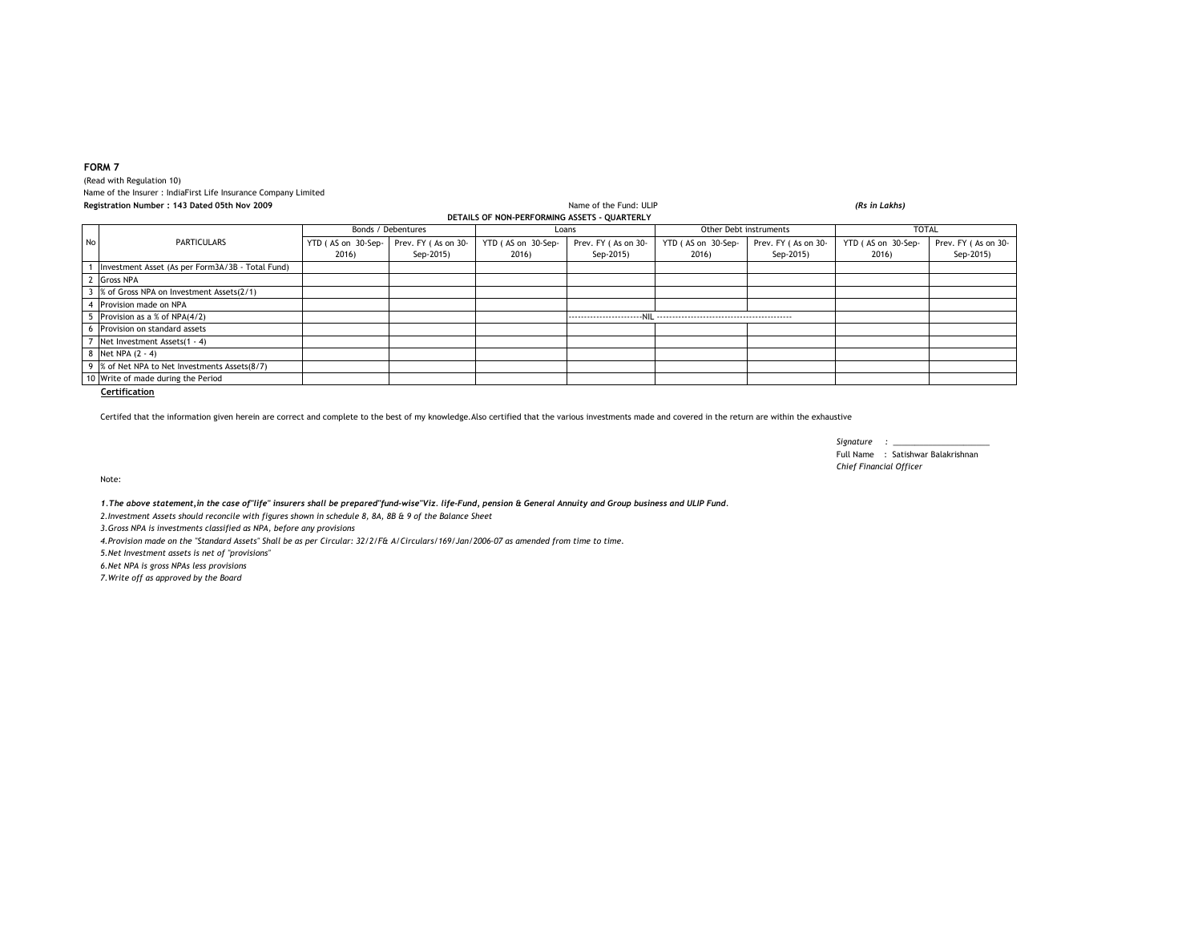**FORM 7**

(Read with Regulation 10)

Name of the Insurer : IndiaFirst Life Insurance Company Limited

**Registration Number : 143 Dated 05th Nov 2009**

Name of the Fund: ULIP

***(Rs in Lakhs)***

**DETAILS OF NON-PERFORMING ASSETS - QUARTERLY**

| No | PARTICULARS | Bonds / Debentures | | Loans | | Other Debt instruments | | TOTAL | |
|---|---|---|---|---|---|---|---|---|---|
| | | YTD ( AS on 30-Sep-2016) | Prev. FY ( As on 30-Sep-2015) | YTD ( AS on 30-Sep-2016) | Prev. FY ( As on 30-Sep-2015) | YTD ( AS on 30-Sep-2016) | Prev. FY ( As on 30-Sep-2015) | YTD ( AS on 30-Sep-2016) | Prev. FY ( As on 30-Sep-2015) |
| 1 | Investment Asset (As per Form3A/3B - Total Fund) | | | | | | | | |
| 2 | Gross NPA | | | | | | | | |
| 3 | % of Gross NPA on Investment Assets(2/1) | | | | | | | | |
| 4 | Provision made on NPA | | | | | | | | |
| 5 | Provision as a % of NPA(4/2) | | | | ------------------------NIL | ------------------------------------------- | | | |
| 6 | Provision on standard assets | | | | | | | | |
| 7 | Net Investment Assets(1 - 4) | | | | | | | | |
| 8 | Net NPA (2 - 4) | | | | | | | | |
| 9 | % of Net NPA to Net Investments Assets(8/7) | | | | | | | | |
| 10 | Write of made during the Period | | | | | | | | |

**Certification**

Certifed that the information given herein are correct and complete to the best of my knowledge.Also certified that the various investments made and covered in the return are within the exhaustive

*Signature* : \_\_\_\_\_\_\_\_\_\_\_\_\_\_\_\_\_\_\_\_\_\_

Full Name : Satishwar Balakrishnan

*Chief Financial Officer*

Note:

***1.The above statement,in the case of"life" insurers shall be prepared"fund-wise"Viz. life-Fund, pension & General Annuity and Group business and ULIP Fund.***

*2.Investment Assets should reconcile with figures shown in schedule 8, 8A, 8B & 9 of the Balance Sheet*

*3.Gross NPA is investments classified as NPA, before any provisions*

*4.Provision made on the "Standard Assets" Shall be as per Circular: 32/2/F& A/Circulars/169/Jan/2006-07 as amended from time to time.*

*5.Net Investment assets is net of "provisions"*

*6.Net NPA is gross NPAs less provisions*

*7.Write off as approved by the Board*